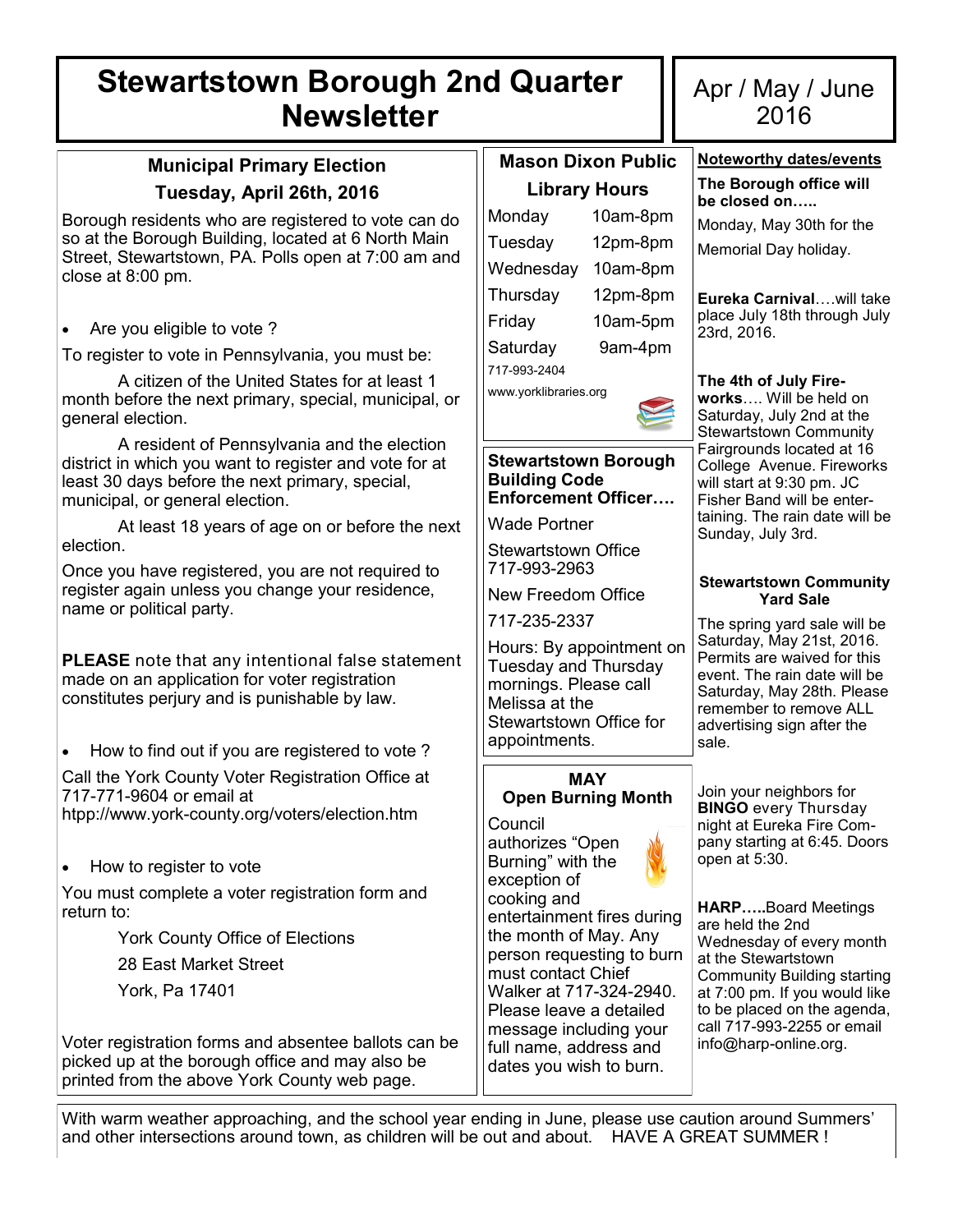# Stewartstown Borough 2nd Quarter Newsletter

**Apr / May / June 2016**

## Municipal Primary Election

## Tuesday, April 26th, 2016

Borough residents who are registered to vote can do so at the Borough Building, located at 6 North Main Street, Stewartstown, PA. Polls open at 7:00 am and close at 8:00 pm.

- Are you eligible to vote ?

To register to vote in Pennsylvania, you must be:

A citizen of the United States for at least 1 month before the next primary, special, municipal, or general election.

A resident of Pennsylvania and the election district in which you want to register and vote for at least 30 days before the next primary, special, municipal, or general election.

At least 18 years of age on or before the next election.

Once you have registered, you are not required to register again unless you change your residence, name or political party.

**PLEASE** note that any intentional false statement made on an application for voter registration constitutes perjury and is punishable by law.

- How to find out if you are registered to vote ?

Call the York County Voter Registration Office at 717-771-9604 or email at htpp://www.york-county.org/voters/election.htm

- How to register to vote

You must complete a voter registration form and return to:

York County Office of Elections
28 East Market Street
York, Pa 17401

Voter registration forms and absentee ballots can be picked up at the borough office and may also be printed from the above York County web page.

## Mason Dixon Public Library Hours

| Day | Hours |
|---|---|
| Monday | 10am-8pm |
| Tuesday | 12pm-8pm |
| Wednesday | 10am-8pm |
| Thursday | 12pm-8pm |
| Friday | 10am-5pm |
| Saturday | 9am-4pm |

717-993-2404
www.yorklibraries.org

## Stewartstown Borough Building Code Enforcement Officer….

Wade Portner

Stewartstown Office
717-993-2963

New Freedom Office
717-235-2337

Hours: By appointment on Tuesday and Thursday mornings. Please call Melissa at the Stewartstown Office for appointments.

## MAY Open Burning Month

Council authorizes "Open Burning" with the exception of cooking and entertainment fires during the month of May. Any person requesting to burn must contact Chief Walker at 717-324-2940. Please leave a detailed message including your full name, address and dates you wish to burn.

## Noteworthy dates/events

**The Borough office will be closed on…..**

Monday, May 30th for the Memorial Day holiday.

**Eureka Carnival**….will take place July 18th through July 23rd, 2016.

**The 4th of July Fireworks**…. Will be held on Saturday, July 2nd at the Stewartstown Community Fairgrounds located at 16 College Avenue. Fireworks will start at 9:30 pm. JC Fisher Band will be entertaining. The rain date will be Sunday, July 3rd.

**Stewartstown Community Yard Sale**

The spring yard sale will be Saturday, May 21st, 2016. Permits are waived for this event. The rain date will be Saturday, May 28th. Please remember to remove ALL advertising sign after the sale.

Join your neighbors for **BINGO** every Thursday night at Eureka Fire Company starting at 6:45. Doors open at 5:30.

**HARP…..**Board Meetings are held the 2nd Wednesday of every month at the Stewartstown Community Building starting at 7:00 pm. If you would like to be placed on the agenda, call 717-993-2255 or email info@harp-online.org.

With warm weather approaching, and the school year ending in June, please use caution around Summers' and other intersections around town, as children will be out and about. HAVE A GREAT SUMMER !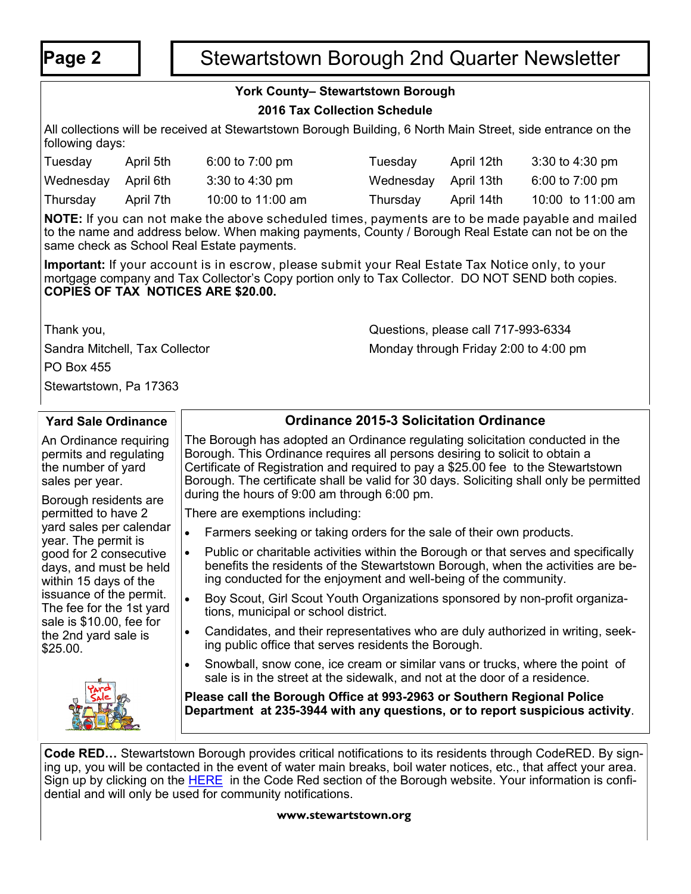### York County– Stewartstown Borough

### 2016 Tax Collection Schedule

All collections will be received at Stewartstown Borough Building, 6 North Main Street, side entrance on the following days:

| | | | | | |
|---|---|---|---|---|---|
| Tuesday | April 5th | 6:00 to 7:00 pm | Tuesday | April 12th | 3:30 to 4:30 pm |
| Wednesday | April 6th | 3:30 to 4:30 pm | Wednesday | April 13th | 6:00 to 7:00 pm |
| Thursday | April 7th | 10:00 to 11:00 am | Thursday | April 14th | 10:00 to 11:00 am |

**NOTE:** If you can not make the above scheduled times, payments are to be made payable and mailed to the name and address below. When making payments, County / Borough Real Estate can not be on the same check as School Real Estate payments.

**Important:** If your account is in escrow, please submit your Real Estate Tax Notice only, to your mortgage company and Tax Collector's Copy portion only to Tax Collector. DO NOT SEND both copies. **COPIES OF TAX NOTICES ARE $20.00.**

Thank you,
Sandra Mitchell, Tax Collector
PO Box 455
Stewartstown, Pa 17363

Questions, please call 717-993-6334
Monday through Friday 2:00 to 4:00 pm

### Yard Sale Ordinance

An Ordinance requiring permits and regulating the number of yard sales per year.

Borough residents are permitted to have 2 yard sales per calendar year. The permit is good for 2 consecutive days, and must be held within 15 days of the issuance of the permit. The fee for the 1st yard sale is $10.00, fee for the 2nd yard sale is $25.00.

### Ordinance 2015-3 Solicitation Ordinance

The Borough has adopted an Ordinance regulating solicitation conducted in the Borough. This Ordinance requires all persons desiring to solicit to obtain a Certificate of Registration and required to pay a $25.00 fee to the Stewartstown Borough. The certificate shall be valid for 30 days. Soliciting shall only be permitted during the hours of 9:00 am through 6:00 pm.

There are exemptions including:

- Farmers seeking or taking orders for the sale of their own products.
- Public or charitable activities within the Borough or that serves and specifically benefits the residents of the Stewartstown Borough, when the activities are being conducted for the enjoyment and well-being of the community.
- Boy Scout, Girl Scout Youth Organizations sponsored by non-profit organizations, municipal or school district.
- Candidates, and their representatives who are duly authorized in writing, seeking public office that serves residents the Borough.
- Snowball, snow cone, ice cream or similar vans or trucks, where the point of sale is in the street at the sidewalk, and not at the door of a residence.

**Please call the Borough Office at 993-2963 or Southern Regional Police Department at 235-3944 with any questions, or to report suspicious activity**.

**Code RED…** Stewartstown Borough provides critical notifications to its residents through CodeRED. By signing up, you will be contacted in the event of water main breaks, boil water notices, etc., that affect your area. Sign up by clicking on the HERE in the Code Red section of the Borough website. Your information is confidential and will only be used for community notifications.

**www.stewartstown.org**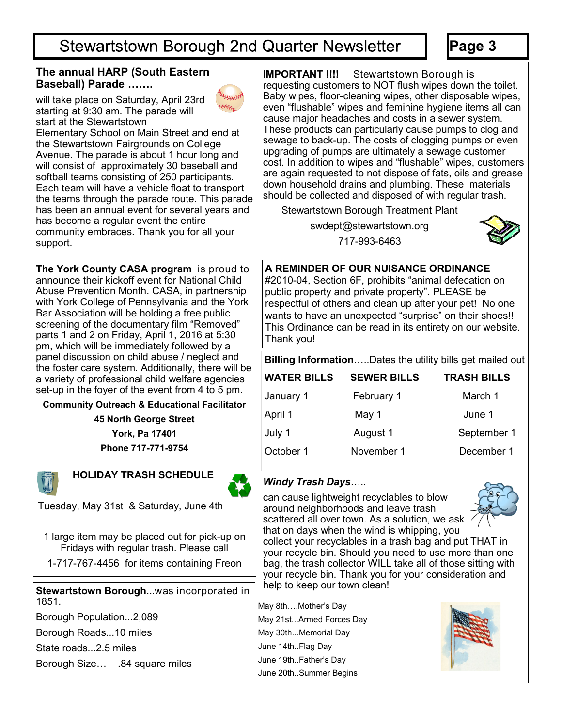# Stewartstown Borough 2nd Quarter Newsletter

## The annual HARP (South Eastern Baseball) Parade …….

will take place on Saturday, April 23rd starting at 9:30 am. The parade will start at the Stewartstown Elementary School on Main Street and end at the Stewartstown Fairgrounds on College Avenue. The parade is about 1 hour long and will consist of approximately 30 baseball and softball teams consisting of 250 participants. Each team will have a vehicle float to transport the teams through the parade route. This parade has been an annual event for several years and has become a regular event the entire community embraces. Thank you for all your support.

**The York County CASA program** is proud to announce their kickoff event for National Child Abuse Prevention Month. CASA, in partnership with York College of Pennsylvania and the York Bar Association will be holding a free public screening of the documentary film "Removed" parts 1 and 2 on Friday, April 1, 2016 at 5:30 pm, which will be immediately followed by a panel discussion on child abuse / neglect and the foster care system. Additionally, there will be a variety of professional child welfare agencies set-up in the foyer of the event from 4 to 5 pm.

**Community Outreach & Educational Facilitator**
**45 North George Street**
**York, Pa 17401**
**Phone 717-771-9754**

## HOLIDAY TRASH SCHEDULE

Tuesday, May 31st & Saturday, June 4th

1 large item may be placed out for pick-up on Fridays with regular trash. Please call 1-717-767-4456 for items containing Freon

**Stewartstown Borough...**was incorporated in 1851.

Borough Population...2,089

Borough Roads...10 miles

State roads...2.5 miles

Borough Size… .84 square miles

**IMPORTANT !!!!** Stewartstown Borough is requesting customers to NOT flush wipes down the toilet. Baby wipes, floor-cleaning wipes, other disposable wipes, even "flushable" wipes and feminine hygiene items all can cause major headaches and costs in a sewer system. These products can particularly cause pumps to clog and sewage to back-up. The costs of clogging pumps or even upgrading of pumps are ultimately a sewage customer cost. In addition to wipes and "flushable" wipes, customers are again requested to not dispose of fats, oils and grease down household drains and plumbing. These materials should be collected and disposed of with regular trash.

Stewartstown Borough Treatment Plant
swdept@stewartstown.org
717-993-6463

## A REMINDER OF OUR NUISANCE ORDINANCE

#2010-04, Section 6F, prohibits "animal defecation on public property and private property". PLEASE be respectful of others and clean up after your pet! No one wants to have an unexpected "surprise" on their shoes!! This Ordinance can be read in its entirety on our website. Thank you!

**Billing Information**…..Dates the utility bills get mailed out

| WATER BILLS | SEWER BILLS | TRASH BILLS |
|---|---|---|
| January 1 | February 1 | March 1 |
| April 1 | May 1 | June 1 |
| July 1 | August 1 | September 1 |
| October 1 | November 1 | December 1 |

***Windy Trash Days*****…..**

can cause lightweight recyclables to blow around neighborhoods and leave trash scattered all over town. As a solution, we ask that on days when the wind is whipping, you collect your recyclables in a trash bag and put THAT in your recycle bin. Should you need to use more than one bag, the trash collector WILL take all of those sitting with your recycle bin. Thank you for your consideration and help to keep our town clean!

May 8th….Mother's Day
May 21st...Armed Forces Day
May 30th...Memorial Day
June 14th..Flag Day
June 19th..Father's Day
June 20th..Summer Begins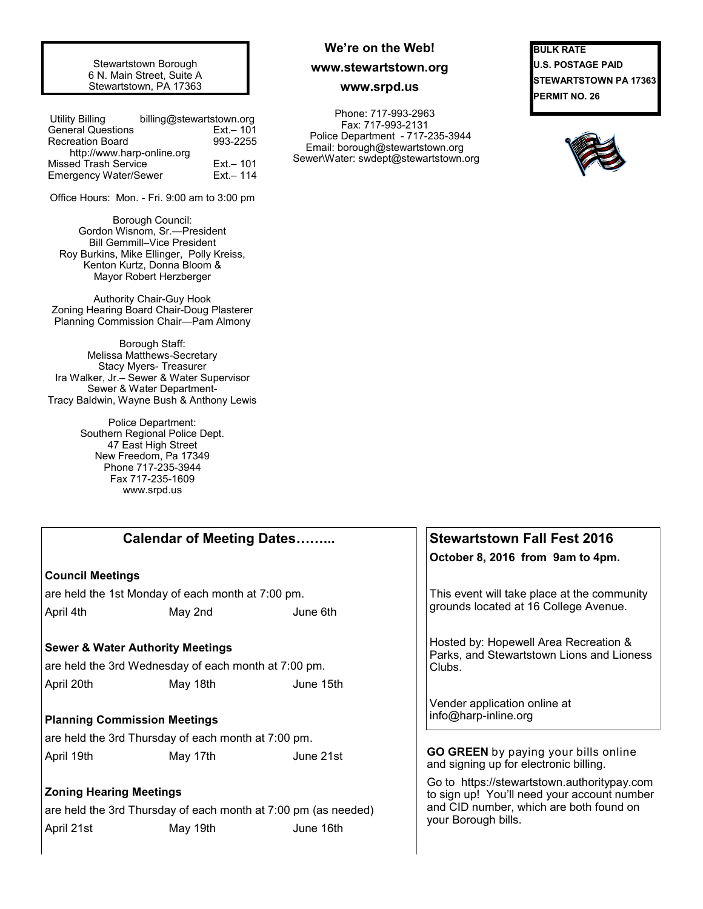Stewartstown Borough
6 N. Main Street, Suite A
Stewartstown, PA 17363

## We're on the Web!

**www.stewartstown.org**

**www.srpd.us**

Phone: 717-993-2963
Fax: 717-993-2131
Police Department - 717-235-3944
Email: borough@stewartstown.org
Sewer\Water: swdept@stewartstown.org

**BULK RATE**
**U.S. POSTAGE PAID**
**STEWARTSTOWN PA 17363**
**PERMIT NO. 26**

| | |
|---|---|
| Utility Billing | billing@stewartstown.org |
| General Questions | Ext.– 101 |
| Recreation Board | 993-2255 |
| http://www.harp-online.org | |
| Missed Trash Service | Ext.– 101 |
| Emergency Water/Sewer | Ext.– 114 |

Office Hours: Mon. - Fri. 9:00 am to 3:00 pm

Borough Council:
Gordon Wisnom, Sr.—President
Bill Gemmill–Vice President
Roy Burkins, Mike Ellinger, Polly Kreiss,
Kenton Kurtz, Donna Bloom &
Mayor Robert Herzberger

Authority Chair-Guy Hook
Zoning Hearing Board Chair-Doug Plasterer
Planning Commission Chair—Pam Almony

Borough Staff:
Melissa Matthews-Secretary
Stacy Myers- Treasurer
Ira Walker, Jr.– Sewer & Water Supervisor
Sewer & Water Department-
Tracy Baldwin, Wayne Bush & Anthony Lewis

Police Department:
Southern Regional Police Dept.
47 East High Street
New Freedom, Pa 17349
Phone 717-235-3944
Fax 717-235-1609
www.srpd.us

## Calendar of Meeting Dates……...

**Council Meetings**

are held the 1st Monday of each month at 7:00 pm.

| | | |
|---|---|---|
| April 4th | May 2nd | June 6th |

**Sewer & Water Authority Meetings**

are held the 3rd Wednesday of each month at 7:00 pm.

| | | |
|---|---|---|
| April 20th | May 18th | June 15th |

**Planning Commission Meetings**

are held the 3rd Thursday of each month at 7:00 pm.

| | | |
|---|---|---|
| April 19th | May 17th | June 21st |

**Zoning Hearing Meetings**

are held the 3rd Thursday of each month at 7:00 pm (as needed)

| | | |
|---|---|---|
| April 21st | May 19th | June 16th |

## Stewartstown Fall Fest 2016

**October 8, 2016 from 9am to 4pm.**

This event will take place at the community grounds located at 16 College Avenue.

Hosted by: Hopewell Area Recreation & Parks, and Stewartstown Lions and Lioness Clubs.

Vender application online at info@harp-inline.org

**GO GREEN** by paying your bills online and signing up for electronic billing.

Go to https://stewartstown.authoritypay.com to sign up! You'll need your account number and CID number, which are both found on your Borough bills.